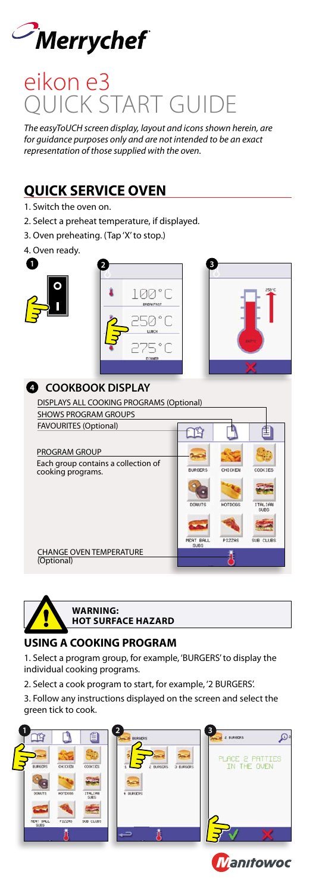# Merrychef

# eikon e3 QUICK START GUIDE

*The easyToUCH screen display, layout and icons shown herein, are for guidance purposes only and are not intended to be an exact representation of those supplied with the oven.*

## QUICK SERVICE OVEN

1. Switch the oven on.
2. Select a preheat temperature, if displayed.
3. Oven preheating. (Tap 'X' to stop.)
4. Oven ready.

100°C BREAKFAST

250°C LUNCH

275°C DINNER

### 4 COOKBOOK DISPLAY

DISPLAYS ALL COOKING PROGRAMS (Optional)

SHOWS PROGRAM GROUPS

FAVOURITES (Optional)

PROGRAM GROUP

Each group contains a collection of cooking programs.

CHANGE OVEN TEMPERATURE (Optional)

BURGERS, CHICKEN, COOKIES, DONUTS, HOTDOGS, ITALIAN SUBS, MEAT BALL SUBS, PIZZAS, SUB CLUBS

**WARNING: HOT SURFACE HAZARD**

## USING A COOKING PROGRAM

1. Select a program group, for example, 'BURGERS' to display the individual cooking programs.

2. Select a cook program to start, for example, '2 BURGERS'.

3. Follow any instructions displayed on the screen and select the green tick to cook.

PLACE 2 PATTIES IN THE OVEN

Manitowoc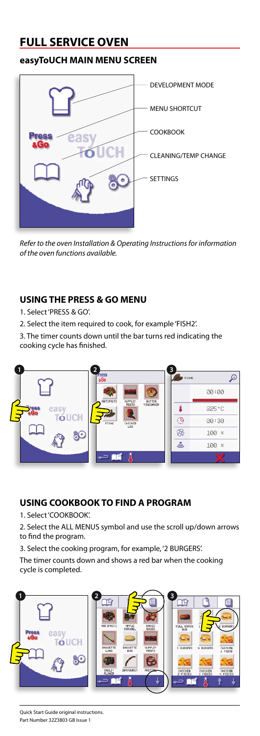# FULL SERVICE OVEN

## easyToUCH MAIN MENU SCREEN

DEVELOPMENT MODE

MENU SHORTCUT

COOKBOOK

CLEANING/TEMP CHANGE

SETTINGS

*Refer to the oven Installation & Operating Instructions for information of the oven functions available.*

## USING THE PRESS & GO MENU

1. Select 'PRESS & GO'.
2. Select the item required to cook, for example 'FISH2'.
3. The timer counts down until the bar turns red indicating the cooking cycle has finished.

## USING COOKBOOK TO FIND A PROGRAM

1. Select 'COOKBOOK'.
2. Select the ALL MENUS symbol and use the scroll up/down arrows to find the program.
3. Select the cooking program, for example, '2 BURGERS'.

The timer counts down and shows a red bar when the cooking cycle is completed.

Quick Start Guide original instructions.
Part Number 32Z3803 GB Issue 1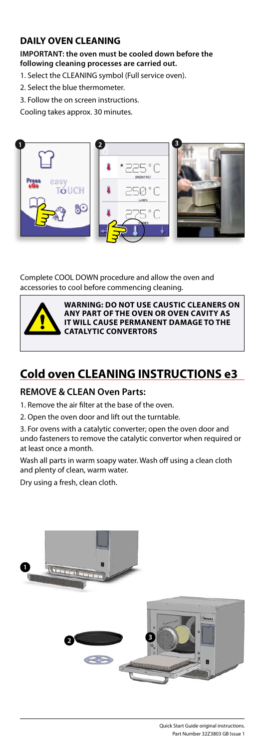## DAILY OVEN CLEANING

**IMPORTANT: the oven must be cooled down before the following cleaning processes are carried out.**

1. Select the CLEANING symbol (Full service oven).
2. Select the blue thermometer.
3. Follow the on screen instructions.

Cooling takes approx. 30 minutes.

Complete COOL DOWN procedure and allow the oven and accessories to cool before commencing cleaning.

**WARNING: DO NOT USE CAUSTIC CLEANERS ON ANY PART OF THE OVEN OR OVEN CAVITY AS IT WILL CAUSE PERMANENT DAMAGE TO THE CATALYTIC CONVERTORS**

# Cold oven CLEANING INSTRUCTIONS e3

### REMOVE & CLEAN Oven Parts:

1. Remove the air filter at the base of the oven.
2. Open the oven door and lift out the turntable.
3. For ovens with a catalytic converter; open the oven door and undo fasteners to remove the catalytic convertor when required or at least once a month.

Wash all parts in warm soapy water. Wash off using a clean cloth and plenty of clean, warm water.

Dry using a fresh, clean cloth.

Quick Start Guide original instructions.
Part Number 32Z3803 GB Issue 1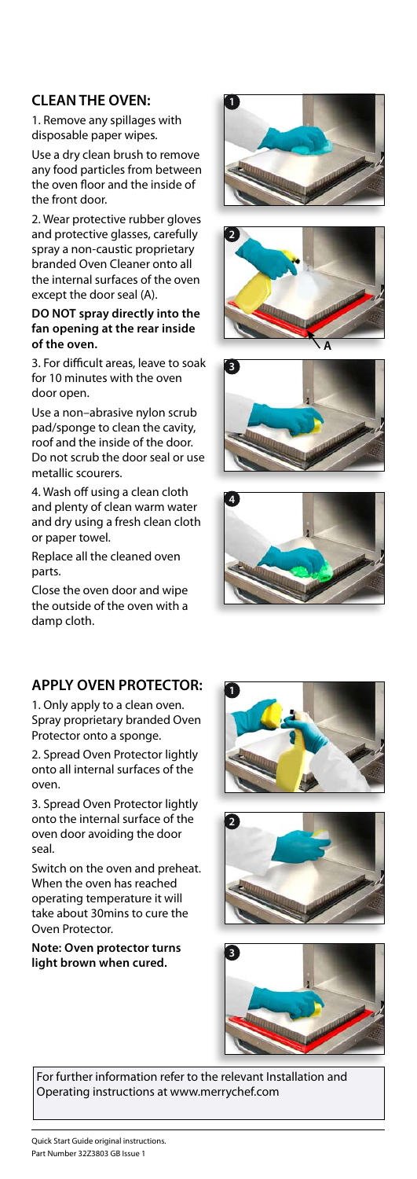## CLEAN THE OVEN:

1. Remove any spillages with disposable paper wipes.

Use a dry clean brush to remove any food particles from between the oven floor and the inside of the front door.

2. Wear protective rubber gloves and protective glasses, carefully spray a non-caustic proprietary branded Oven Cleaner onto all the internal surfaces of the oven except the door seal (A).

**DO NOT spray directly into the fan opening at the rear inside of the oven.**

3. For difficult areas, leave to soak for 10 minutes with the oven door open.

Use a non–abrasive nylon scrub pad/sponge to clean the cavity, roof and the inside of the door. Do not scrub the door seal or use metallic scourers.

4. Wash off using a clean cloth and plenty of clean warm water and dry using a fresh clean cloth or paper towel.

Replace all the cleaned oven parts.

Close the oven door and wipe the outside of the oven with a damp cloth.

1

2

A

3

4

## APPLY OVEN PROTECTOR:

1. Only apply to a clean oven. Spray proprietary branded Oven Protector onto a sponge.

2. Spread Oven Protector lightly onto all internal surfaces of the oven.

3. Spread Oven Protector lightly onto the internal surface of the oven door avoiding the door seal.

Switch on the oven and preheat. When the oven has reached operating temperature it will take about 30mins to cure the Oven Protector.

**Note: Oven protector turns light brown when cured.**

1

2

3

For further information refer to the relevant Installation and Operating instructions at www.merrychef.com

Quick Start Guide original instructions.
Part Number 32Z3803 GB Issue 1